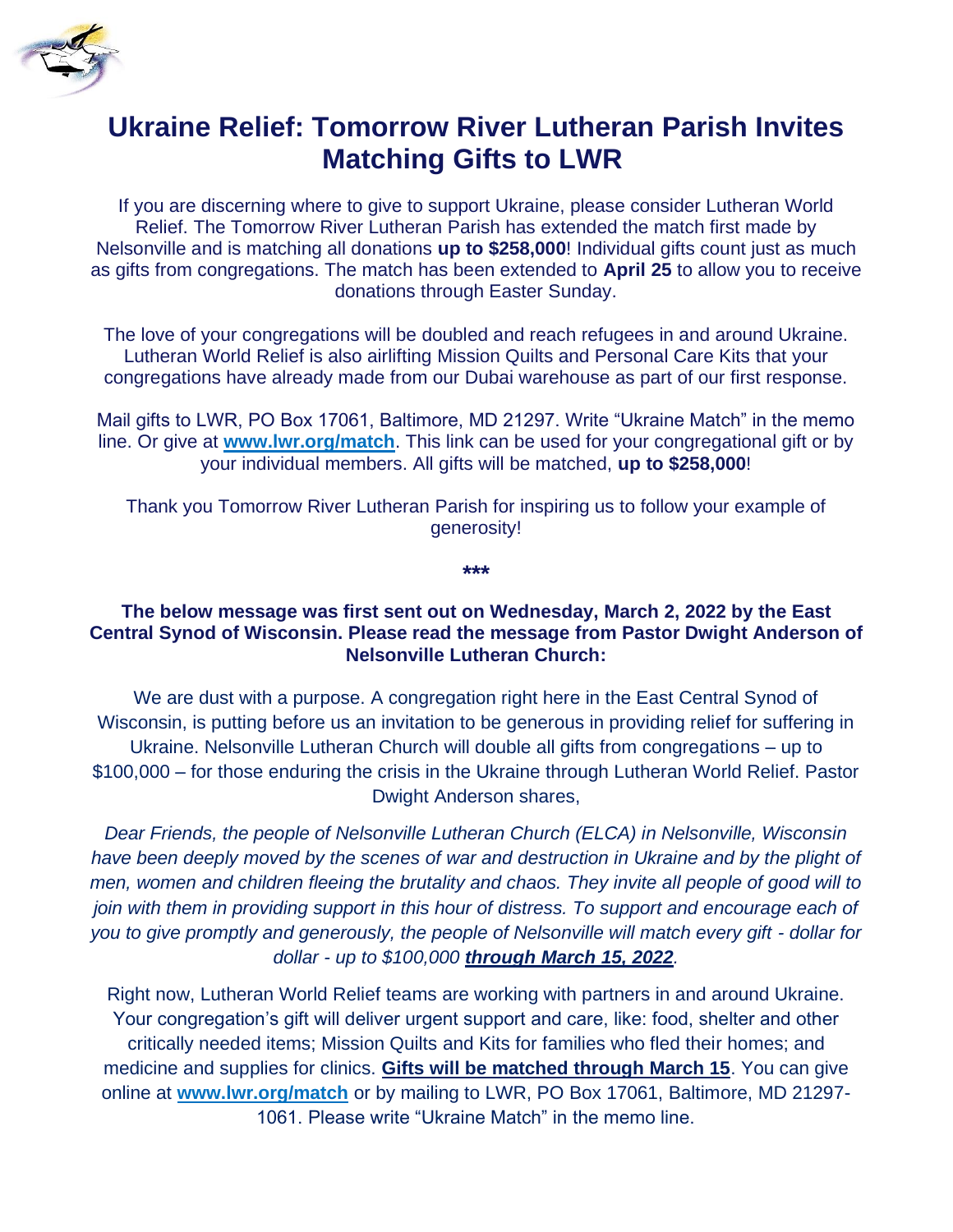# Ukraine Relief: Tomorrow River Lutheran Parish Invites Matching Gifts to LWR

If you are discerning where to give to support Ukraine, please consider Lutheran World Relief. The Tomorrow River Lutheran Parish has extended the match first made by Nelsonville and is matching all donations **up to $258,000**! Individual gifts count just as much as gifts from congregations. The match has been extended to **April 25** to allow you to receive donations through Easter Sunday.

The love of your congregations will be doubled and reach refugees in and around Ukraine. Lutheran World Relief is also airlifting Mission Quilts and Personal Care Kits that your congregations have already made from our Dubai warehouse as part of our first response.

Mail gifts to LWR, PO Box 17061, Baltimore, MD 21297. Write "Ukraine Match" in the memo line. Or give at **www.lwr.org/match**. This link can be used for your congregational gift or by your individual members. All gifts will be matched, **up to $258,000**!

Thank you Tomorrow River Lutheran Parish for inspiring us to follow your example of generosity!

***

**The below message was first sent out on Wednesday, March 2, 2022 by the East Central Synod of Wisconsin. Please read the message from Pastor Dwight Anderson of Nelsonville Lutheran Church:**

We are dust with a purpose. A congregation right here in the East Central Synod of Wisconsin, is putting before us an invitation to be generous in providing relief for suffering in Ukraine. Nelsonville Lutheran Church will double all gifts from congregations – up to $100,000 – for those enduring the crisis in the Ukraine through Lutheran World Relief. Pastor Dwight Anderson shares,

*Dear Friends, the people of Nelsonville Lutheran Church (ELCA) in Nelsonville, Wisconsin have been deeply moved by the scenes of war and destruction in Ukraine and by the plight of men, women and children fleeing the brutality and chaos. They invite all people of good will to join with them in providing support in this hour of distress. To support and encourage each of you to give promptly and generously, the people of Nelsonville will match every gift - dollar for dollar - up to $100,000* ***through March 15, 2022****.*

Right now, Lutheran World Relief teams are working with partners in and around Ukraine. Your congregation's gift will deliver urgent support and care, like: food, shelter and other critically needed items; Mission Quilts and Kits for families who fled their homes; and medicine and supplies for clinics. **Gifts will be matched through March 15**. You can give online at **www.lwr.org/match** or by mailing to LWR, PO Box 17061, Baltimore, MD 21297-1061. Please write "Ukraine Match" in the memo line.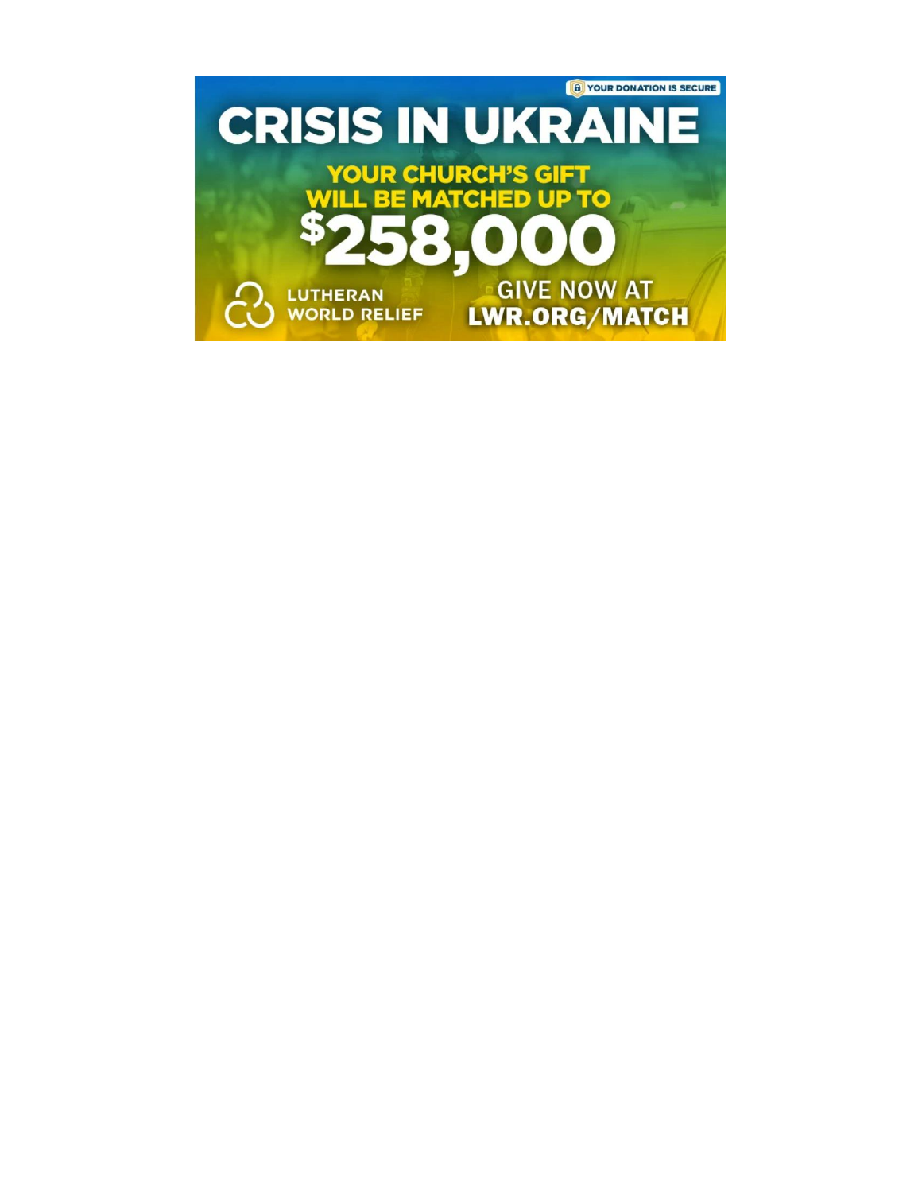YOUR DONATION IS SECURE

# CRISIS IN UKRAINE

YOUR CHURCH'S GIFT WILL BE MATCHED UP TO

**$258,000**

LUTHERAN WORLD RELIEF

GIVE NOW AT LWR.ORG/MATCH